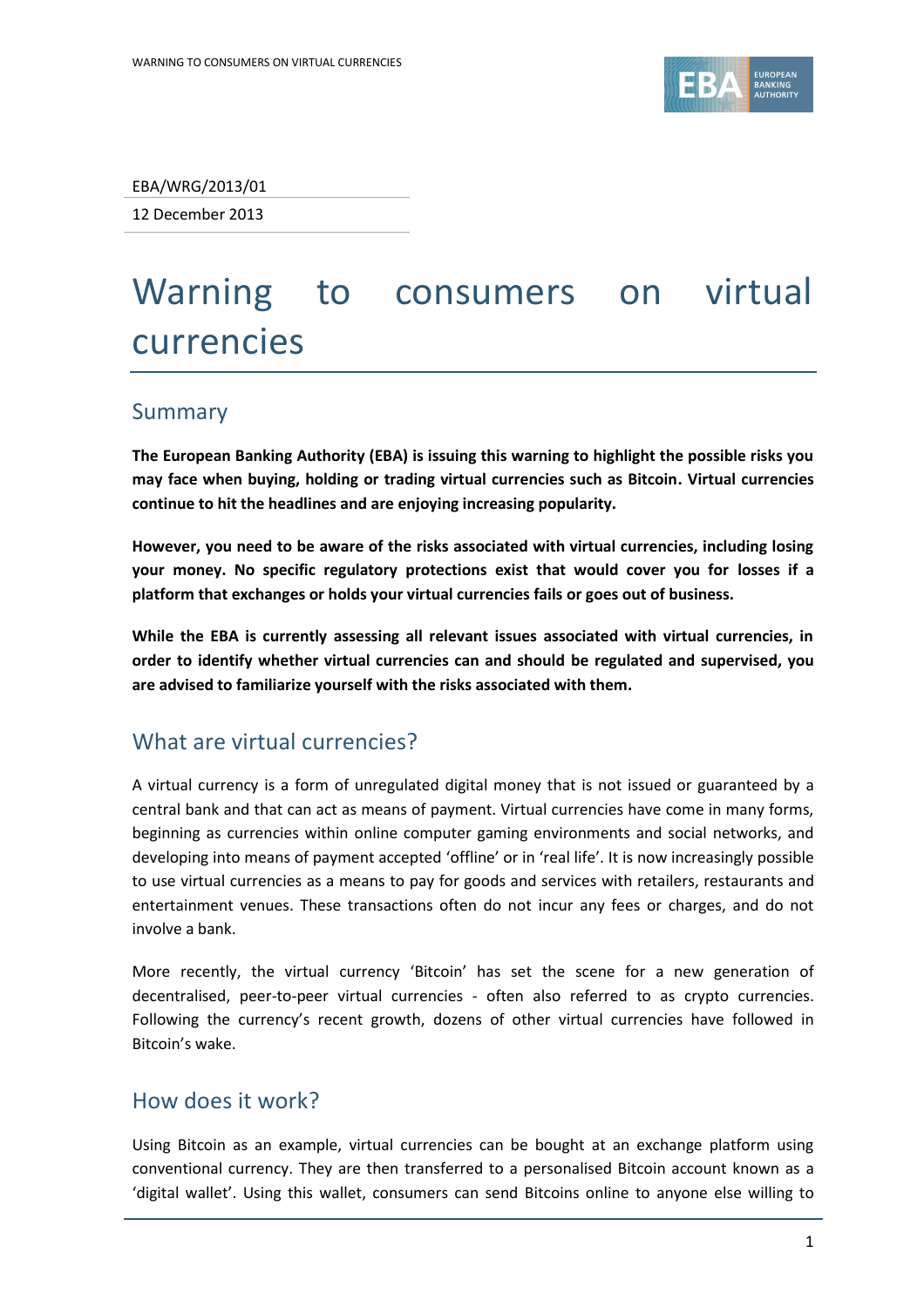EBA/WRG/2013/01

12 December 2013

# Warning to consumers on virtual currencies

## Summary

**The European Banking Authority (EBA) is issuing this warning to highlight the possible risks you may face when buying, holding or trading virtual currencies such as Bitcoin. Virtual currencies continue to hit the headlines and are enjoying increasing popularity.**

**However, you need to be aware of the risks associated with virtual currencies, including losing your money. No specific regulatory protections exist that would cover you for losses if a platform that exchanges or holds your virtual currencies fails or goes out of business.**

**While the EBA is currently assessing all relevant issues associated with virtual currencies, in order to identify whether virtual currencies can and should be regulated and supervised, you are advised to familiarize yourself with the risks associated with them.**

## What are virtual currencies?

A virtual currency is a form of unregulated digital money that is not issued or guaranteed by a central bank and that can act as means of payment. Virtual currencies have come in many forms, beginning as currencies within online computer gaming environments and social networks, and developing into means of payment accepted 'offline' or in 'real life'. It is now increasingly possible to use virtual currencies as a means to pay for goods and services with retailers, restaurants and entertainment venues. These transactions often do not incur any fees or charges, and do not involve a bank.

More recently, the virtual currency 'Bitcoin' has set the scene for a new generation of decentralised, peer-to-peer virtual currencies - often also referred to as crypto currencies. Following the currency's recent growth, dozens of other virtual currencies have followed in Bitcoin's wake.

## How does it work?

Using Bitcoin as an example, virtual currencies can be bought at an exchange platform using conventional currency. They are then transferred to a personalised Bitcoin account known as a 'digital wallet'. Using this wallet, consumers can send Bitcoins online to anyone else willing to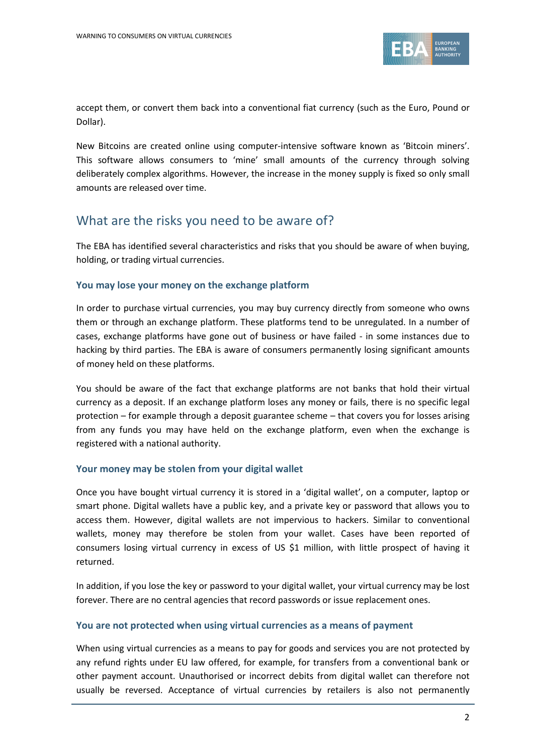accept them, or convert them back into a conventional fiat currency (such as the Euro, Pound or Dollar).

New Bitcoins are created online using computer-intensive software known as 'Bitcoin miners'. This software allows consumers to 'mine' small amounts of the currency through solving deliberately complex algorithms. However, the increase in the money supply is fixed so only small amounts are released over time.

## What are the risks you need to be aware of?

The EBA has identified several characteristics and risks that you should be aware of when buying, holding, or trading virtual currencies.

### You may lose your money on the exchange platform

In order to purchase virtual currencies, you may buy currency directly from someone who owns them or through an exchange platform. These platforms tend to be unregulated. In a number of cases, exchange platforms have gone out of business or have failed - in some instances due to hacking by third parties. The EBA is aware of consumers permanently losing significant amounts of money held on these platforms.

You should be aware of the fact that exchange platforms are not banks that hold their virtual currency as a deposit. If an exchange platform loses any money or fails, there is no specific legal protection – for example through a deposit guarantee scheme – that covers you for losses arising from any funds you may have held on the exchange platform, even when the exchange is registered with a national authority.

### Your money may be stolen from your digital wallet

Once you have bought virtual currency it is stored in a 'digital wallet', on a computer, laptop or smart phone. Digital wallets have a public key, and a private key or password that allows you to access them. However, digital wallets are not impervious to hackers. Similar to conventional wallets, money may therefore be stolen from your wallet. Cases have been reported of consumers losing virtual currency in excess of US $1 million, with little prospect of having it returned.

In addition, if you lose the key or password to your digital wallet, your virtual currency may be lost forever. There are no central agencies that record passwords or issue replacement ones.

### You are not protected when using virtual currencies as a means of payment

When using virtual currencies as a means to pay for goods and services you are not protected by any refund rights under EU law offered, for example, for transfers from a conventional bank or other payment account. Unauthorised or incorrect debits from digital wallet can therefore not usually be reversed. Acceptance of virtual currencies by retailers is also not permanently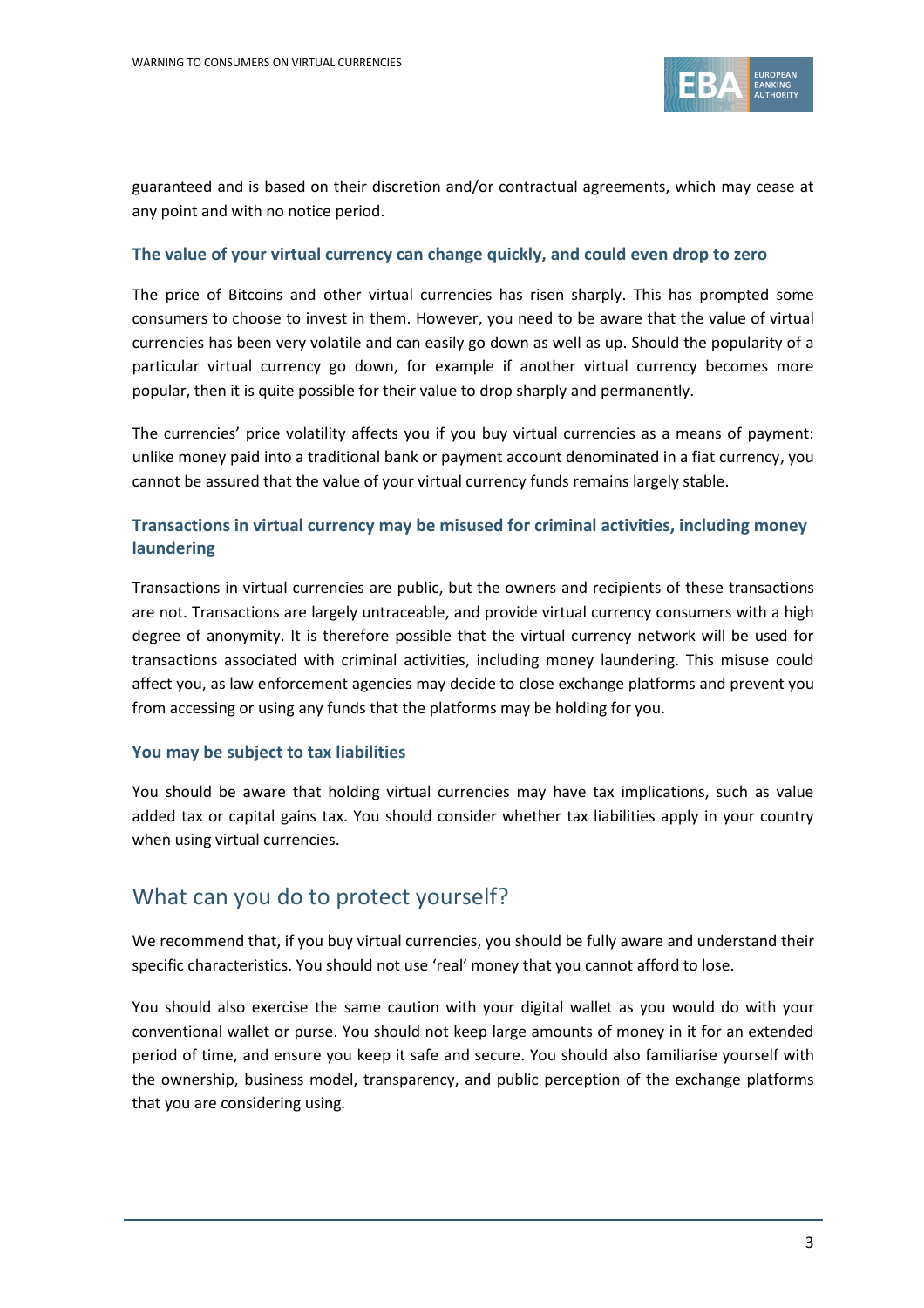guaranteed and is based on their discretion and/or contractual agreements, which may cease at any point and with no notice period.

### The value of your virtual currency can change quickly, and could even drop to zero

The price of Bitcoins and other virtual currencies has risen sharply. This has prompted some consumers to choose to invest in them. However, you need to be aware that the value of virtual currencies has been very volatile and can easily go down as well as up. Should the popularity of a particular virtual currency go down, for example if another virtual currency becomes more popular, then it is quite possible for their value to drop sharply and permanently.

The currencies' price volatility affects you if you buy virtual currencies as a means of payment: unlike money paid into a traditional bank or payment account denominated in a fiat currency, you cannot be assured that the value of your virtual currency funds remains largely stable.

### Transactions in virtual currency may be misused for criminal activities, including money laundering

Transactions in virtual currencies are public, but the owners and recipients of these transactions are not. Transactions are largely untraceable, and provide virtual currency consumers with a high degree of anonymity. It is therefore possible that the virtual currency network will be used for transactions associated with criminal activities, including money laundering. This misuse could affect you, as law enforcement agencies may decide to close exchange platforms and prevent you from accessing or using any funds that the platforms may be holding for you.

### You may be subject to tax liabilities

You should be aware that holding virtual currencies may have tax implications, such as value added tax or capital gains tax. You should consider whether tax liabilities apply in your country when using virtual currencies.

## What can you do to protect yourself?

We recommend that, if you buy virtual currencies, you should be fully aware and understand their specific characteristics. You should not use 'real' money that you cannot afford to lose.

You should also exercise the same caution with your digital wallet as you would do with your conventional wallet or purse. You should not keep large amounts of money in it for an extended period of time, and ensure you keep it safe and secure. You should also familiarise yourself with the ownership, business model, transparency, and public perception of the exchange platforms that you are considering using.